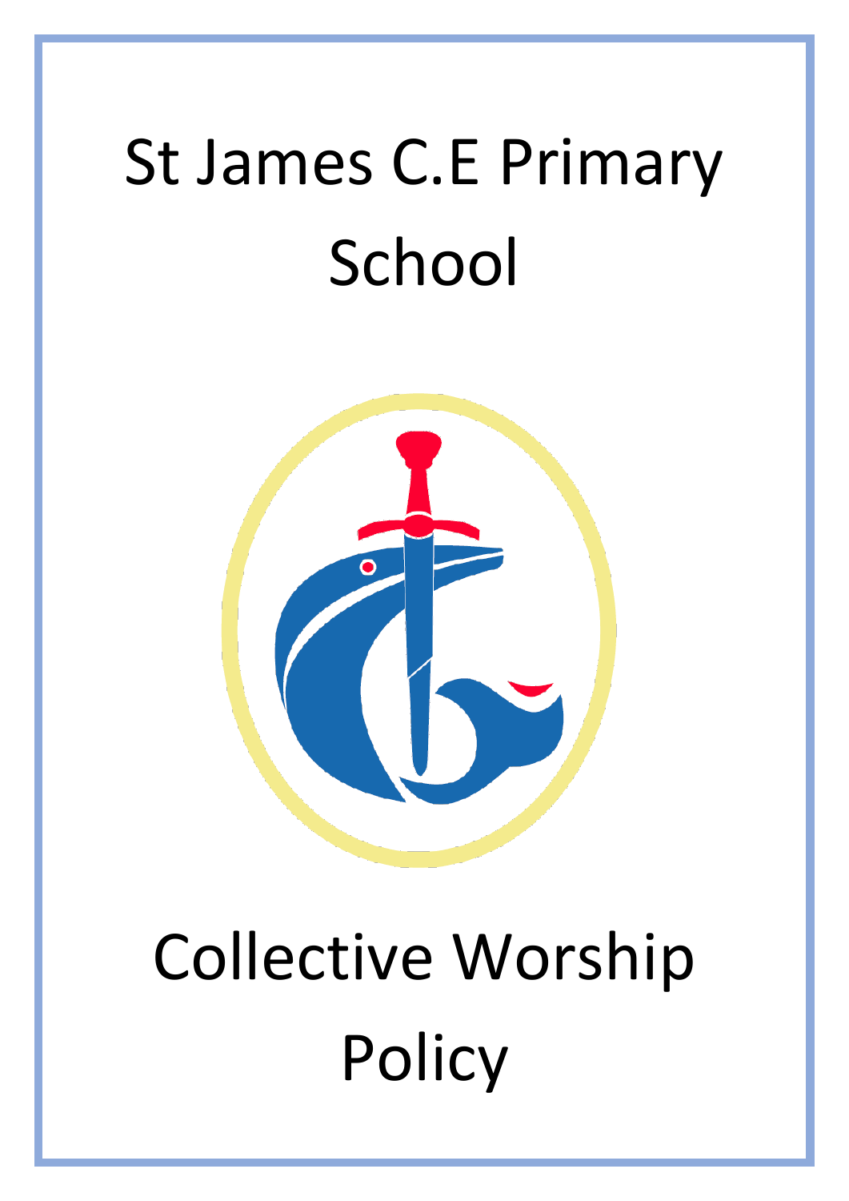# St James C.E Primary School

# Collective Worship Policy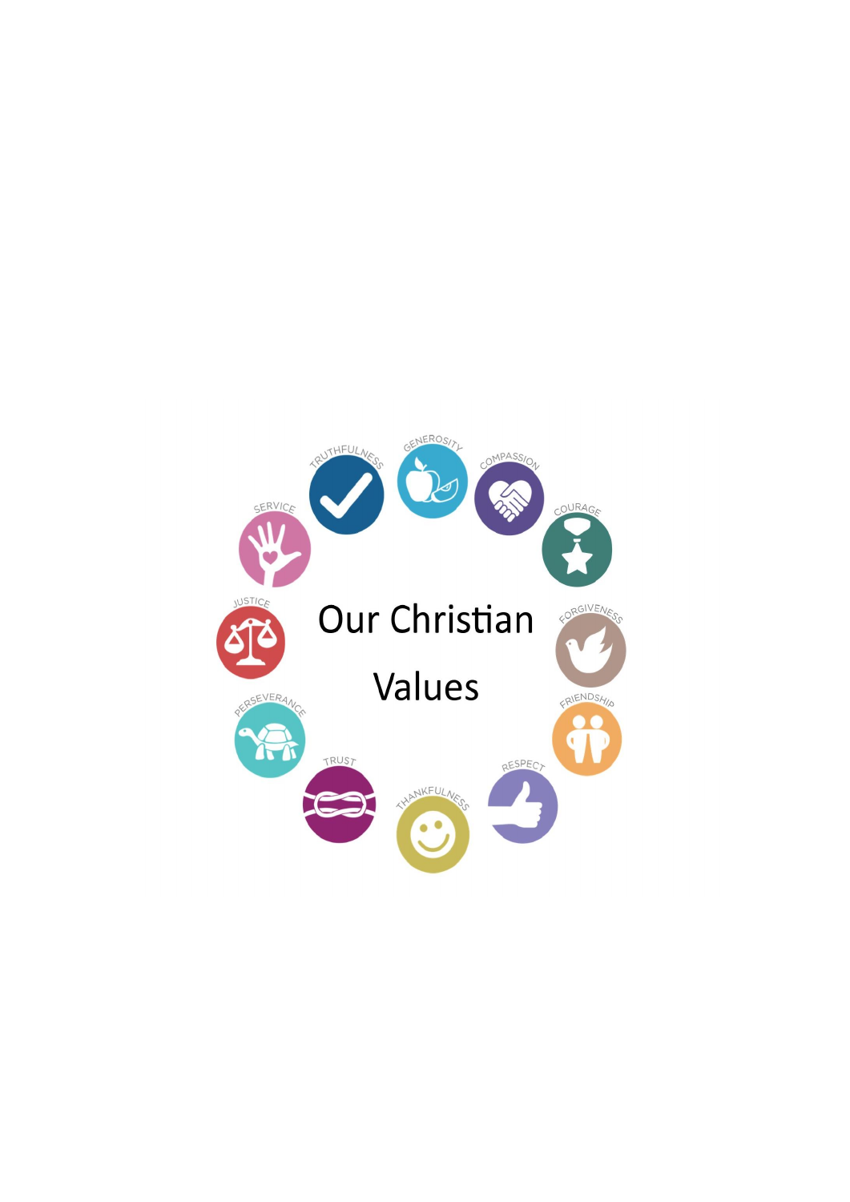# Our Christian Values

TRUTHFULNESS

GENEROSITY

COMPASSION

COURAGE

FORGIVENESS

FRIENDSHIP

RESPECT

THANKFULNESS

TRUST

PERSEVERANCE

JUSTICE

SERVICE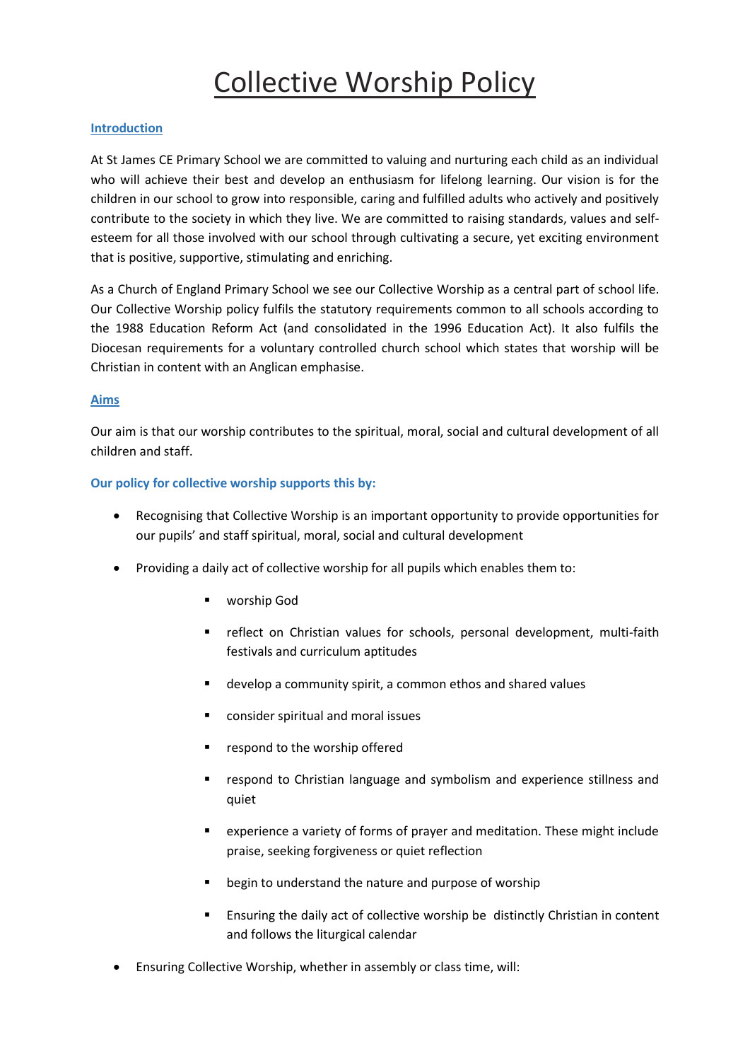# Collective Worship Policy

## Introduction

At St James CE Primary School we are committed to valuing and nurturing each child as an individual who will achieve their best and develop an enthusiasm for lifelong learning. Our vision is for the children in our school to grow into responsible, caring and fulfilled adults who actively and positively contribute to the society in which they live. We are committed to raising standards, values and self-esteem for all those involved with our school through cultivating a secure, yet exciting environment that is positive, supportive, stimulating and enriching.

As a Church of England Primary School we see our Collective Worship as a central part of school life. Our Collective Worship policy fulfils the statutory requirements common to all schools according to the 1988 Education Reform Act (and consolidated in the 1996 Education Act). It also fulfils the Diocesan requirements for a voluntary controlled church school which states that worship will be Christian in content with an Anglican emphasise.

## Aims

Our aim is that our worship contributes to the spiritual, moral, social and cultural development of all children and staff.

### Our policy for collective worship supports this by:

- Recognising that Collective Worship is an important opportunity to provide opportunities for our pupils' and staff spiritual, moral, social and cultural development
- Providing a daily act of collective worship for all pupils which enables them to:
  - worship God
  - reflect on Christian values for schools, personal development, multi-faith festivals and curriculum aptitudes
  - develop a community spirit, a common ethos and shared values
  - consider spiritual and moral issues
  - respond to the worship offered
  - respond to Christian language and symbolism and experience stillness and quiet
  - experience a variety of forms of prayer and meditation. These might include praise, seeking forgiveness or quiet reflection
  - begin to understand the nature and purpose of worship
  - Ensuring the daily act of collective worship be distinctly Christian in content and follows the liturgical calendar
- Ensuring Collective Worship, whether in assembly or class time, will: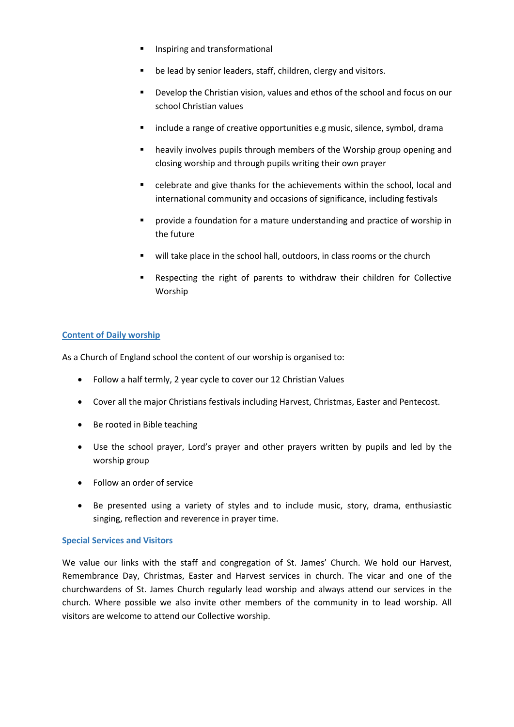- Inspiring and transformational
- be lead by senior leaders, staff, children, clergy and visitors.
- Develop the Christian vision, values and ethos of the school and focus on our school Christian values
- include a range of creative opportunities e.g music, silence, symbol, drama
- heavily involves pupils through members of the Worship group opening and closing worship and through pupils writing their own prayer
- celebrate and give thanks for the achievements within the school, local and international community and occasions of significance, including festivals
- provide a foundation for a mature understanding and practice of worship in the future
- will take place in the school hall, outdoors, in class rooms or the church
- Respecting the right of parents to withdraw their children for Collective Worship

## Content of Daily worship

As a Church of England school the content of our worship is organised to:

- Follow a half termly, 2 year cycle to cover our 12 Christian Values
- Cover all the major Christians festivals including Harvest, Christmas, Easter and Pentecost.
- Be rooted in Bible teaching
- Use the school prayer, Lord's prayer and other prayers written by pupils and led by the worship group
- Follow an order of service
- Be presented using a variety of styles and to include music, story, drama, enthusiastic singing, reflection and reverence in prayer time.

## Special Services and Visitors

We value our links with the staff and congregation of St. James' Church. We hold our Harvest, Remembrance Day, Christmas, Easter and Harvest services in church. The vicar and one of the churchwardens of St. James Church regularly lead worship and always attend our services in the church. Where possible we also invite other members of the community in to lead worship. All visitors are welcome to attend our Collective worship.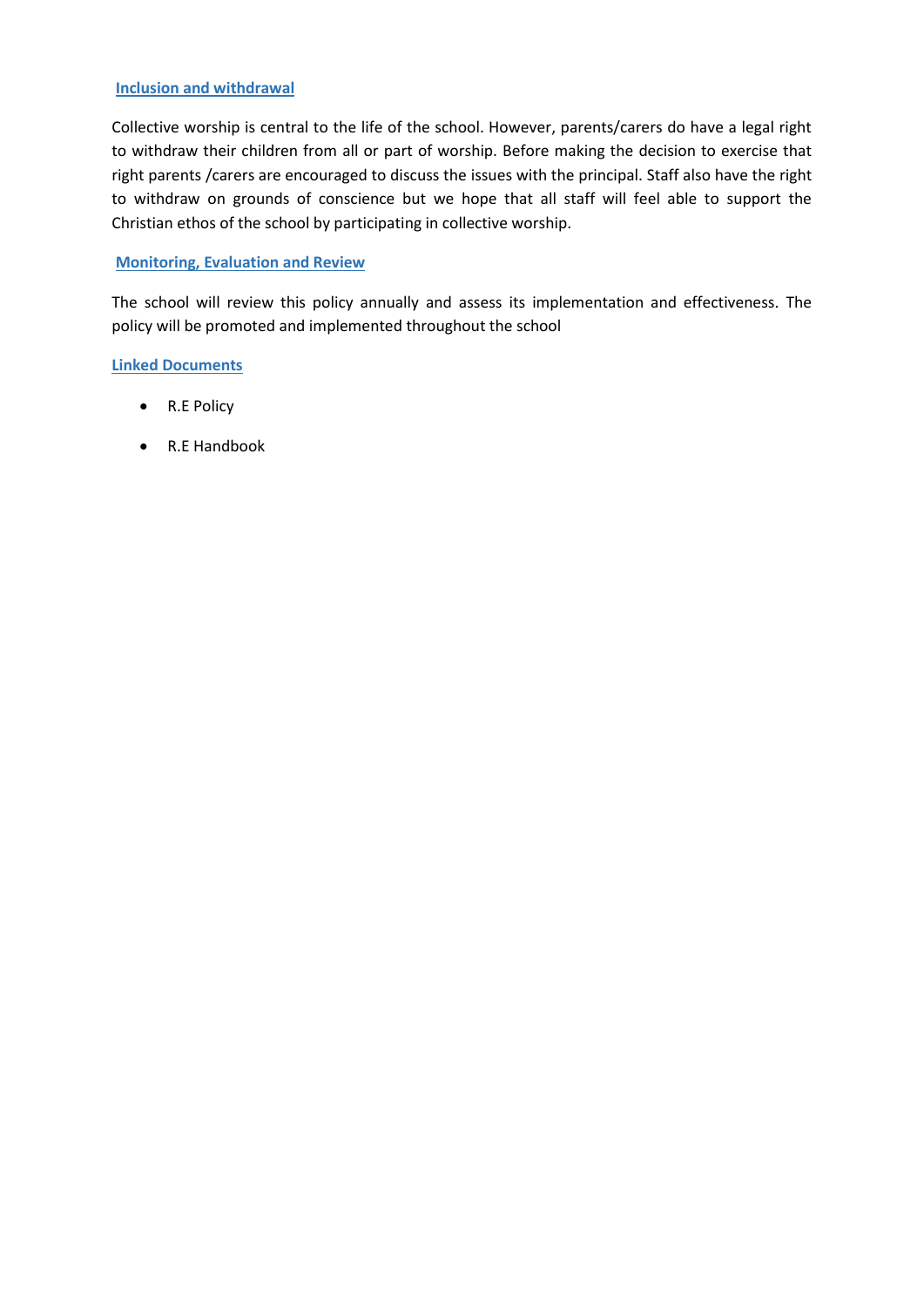## Inclusion and withdrawal

Collective worship is central to the life of the school. However, parents/carers do have a legal right to withdraw their children from all or part of worship. Before making the decision to exercise that right parents /carers are encouraged to discuss the issues with the principal. Staff also have the right to withdraw on grounds of conscience but we hope that all staff will feel able to support the Christian ethos of the school by participating in collective worship.

## Monitoring, Evaluation and Review

The school will review this policy annually and assess its implementation and effectiveness. The policy will be promoted and implemented throughout the school

## Linked Documents

- R.E Policy
- R.E Handbook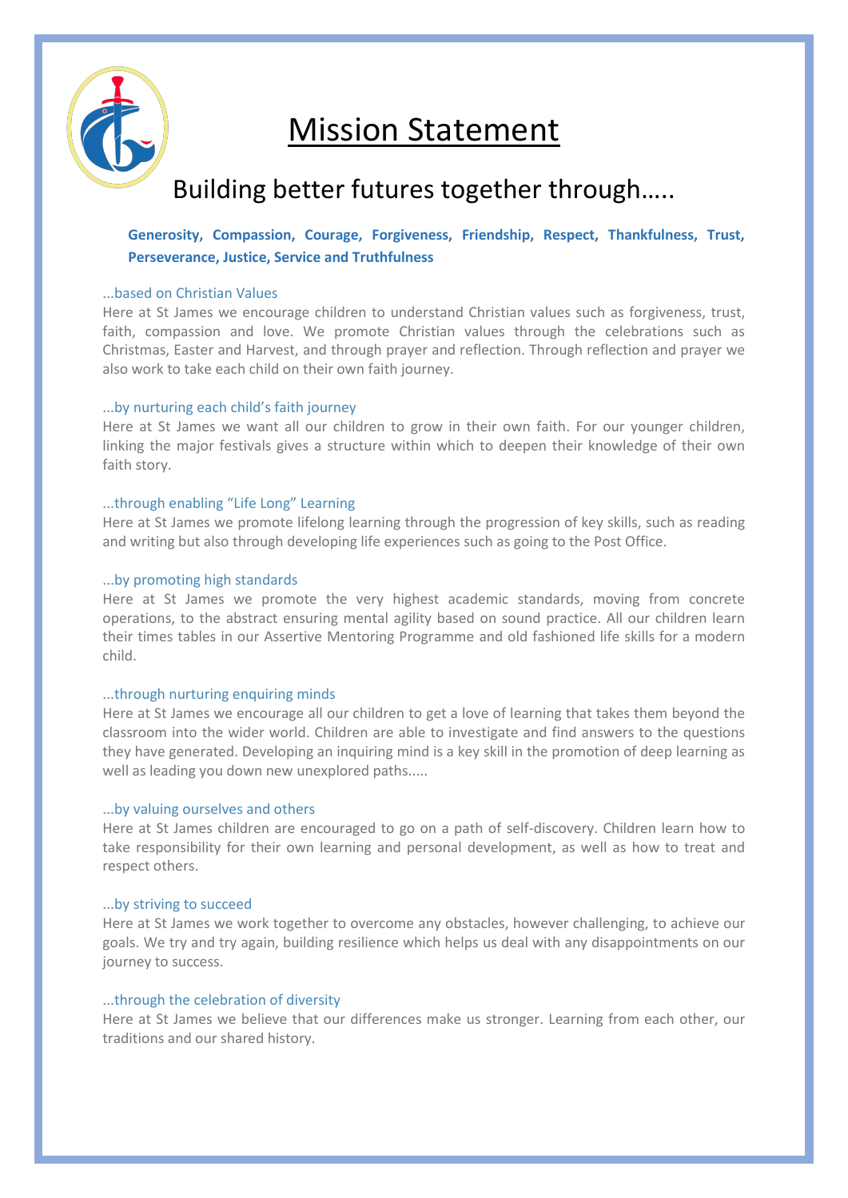# Mission Statement

## Building better futures together through…..

**Generosity, Compassion, Courage, Forgiveness, Friendship, Respect, Thankfulness, Trust, Perseverance, Justice, Service and Truthfulness**

### ...based on Christian Values

Here at St James we encourage children to understand Christian values such as forgiveness, trust, faith, compassion and love. We promote Christian values through the celebrations such as Christmas, Easter and Harvest, and through prayer and reflection. Through reflection and prayer we also work to take each child on their own faith journey.

### ...by nurturing each child's faith journey

Here at St James we want all our children to grow in their own faith. For our younger children, linking the major festivals gives a structure within which to deepen their knowledge of their own faith story.

### ...through enabling "Life Long" Learning

Here at St James we promote lifelong learning through the progression of key skills, such as reading and writing but also through developing life experiences such as going to the Post Office.

### ...by promoting high standards

Here at St James we promote the very highest academic standards, moving from concrete operations, to the abstract ensuring mental agility based on sound practice. All our children learn their times tables in our Assertive Mentoring Programme and old fashioned life skills for a modern child.

### ...through nurturing enquiring minds

Here at St James we encourage all our children to get a love of learning that takes them beyond the classroom into the wider world. Children are able to investigate and find answers to the questions they have generated. Developing an inquiring mind is a key skill in the promotion of deep learning as well as leading you down new unexplored paths.....

### ...by valuing ourselves and others

Here at St James children are encouraged to go on a path of self-discovery. Children learn how to take responsibility for their own learning and personal development, as well as how to treat and respect others.

### ...by striving to succeed

Here at St James we work together to overcome any obstacles, however challenging, to achieve our goals. We try and try again, building resilience which helps us deal with any disappointments on our journey to success.

### ...through the celebration of diversity

Here at St James we believe that our differences make us stronger. Learning from each other, our traditions and our shared history.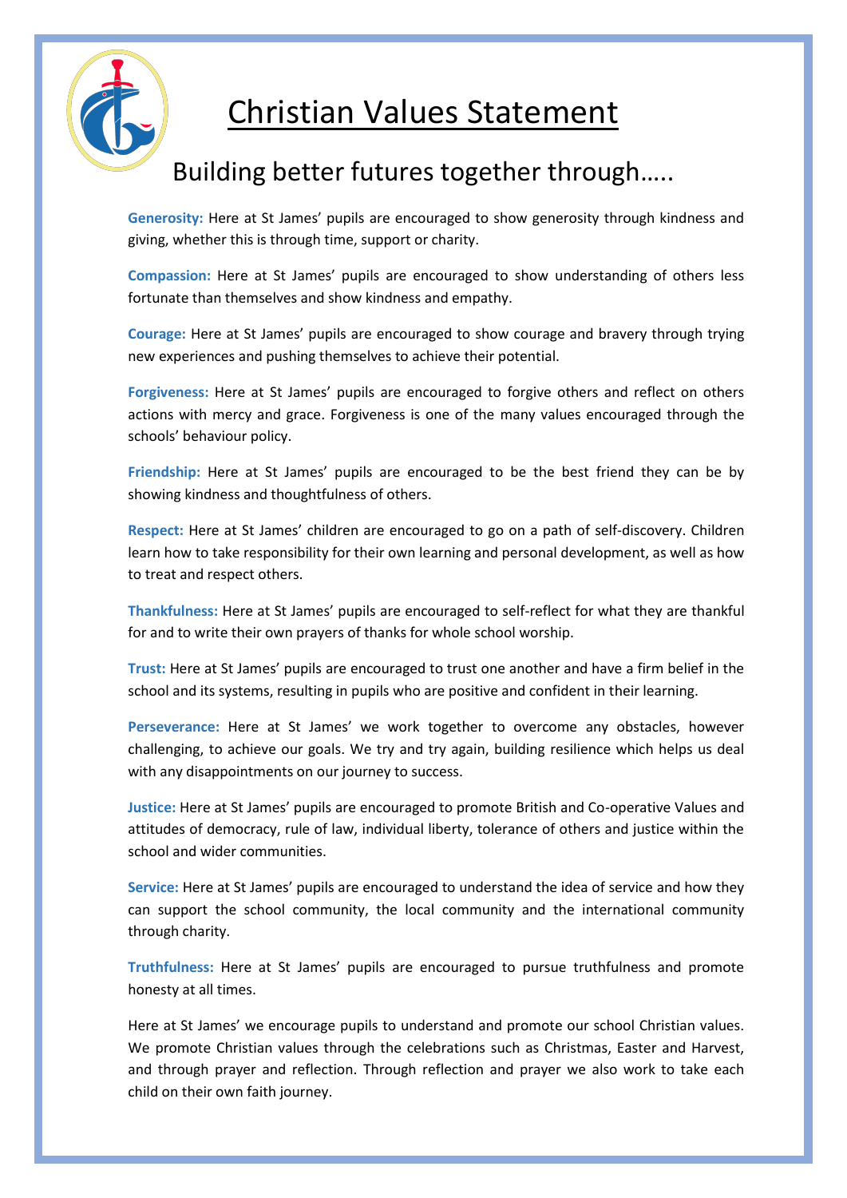# Christian Values Statement

## Building better futures together through…..

**Generosity:** Here at St James' pupils are encouraged to show generosity through kindness and giving, whether this is through time, support or charity.

**Compassion:** Here at St James' pupils are encouraged to show understanding of others less fortunate than themselves and show kindness and empathy.

**Courage:** Here at St James' pupils are encouraged to show courage and bravery through trying new experiences and pushing themselves to achieve their potential.

**Forgiveness:** Here at St James' pupils are encouraged to forgive others and reflect on others actions with mercy and grace. Forgiveness is one of the many values encouraged through the schools' behaviour policy.

**Friendship:** Here at St James' pupils are encouraged to be the best friend they can be by showing kindness and thoughtfulness of others.

**Respect:** Here at St James' children are encouraged to go on a path of self-discovery. Children learn how to take responsibility for their own learning and personal development, as well as how to treat and respect others.

**Thankfulness:** Here at St James' pupils are encouraged to self-reflect for what they are thankful for and to write their own prayers of thanks for whole school worship.

**Trust:** Here at St James' pupils are encouraged to trust one another and have a firm belief in the school and its systems, resulting in pupils who are positive and confident in their learning.

**Perseverance:** Here at St James' we work together to overcome any obstacles, however challenging, to achieve our goals. We try and try again, building resilience which helps us deal with any disappointments on our journey to success.

**Justice:** Here at St James' pupils are encouraged to promote British and Co-operative Values and attitudes of democracy, rule of law, individual liberty, tolerance of others and justice within the school and wider communities.

**Service:** Here at St James' pupils are encouraged to understand the idea of service and how they can support the school community, the local community and the international community through charity.

**Truthfulness:** Here at St James' pupils are encouraged to pursue truthfulness and promote honesty at all times.

Here at St James' we encourage pupils to understand and promote our school Christian values. We promote Christian values through the celebrations such as Christmas, Easter and Harvest, and through prayer and reflection. Through reflection and prayer we also work to take each child on their own faith journey.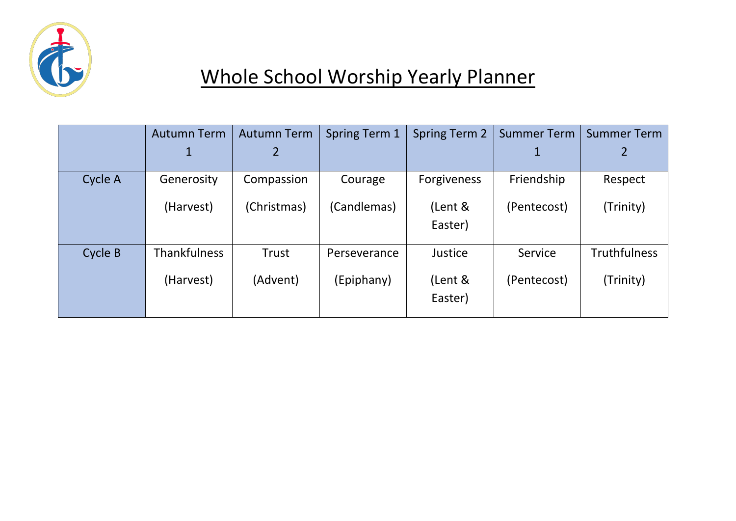# Whole School Worship Yearly Planner

| | Autumn Term 1 | Autumn Term 2 | Spring Term 1 | Spring Term 2 | Summer Term 1 | Summer Term 2 |
|---|---|---|---|---|---|---|
| Cycle A | Generosity (Harvest) | Compassion (Christmas) | Courage (Candlemas) | Forgiveness (Lent & Easter) | Friendship (Pentecost) | Respect (Trinity) |
| Cycle B | Thankfulness (Harvest) | Trust (Advent) | Perseverance (Epiphany) | Justice (Lent & Easter) | Service (Pentecost) | Truthfulness (Trinity) |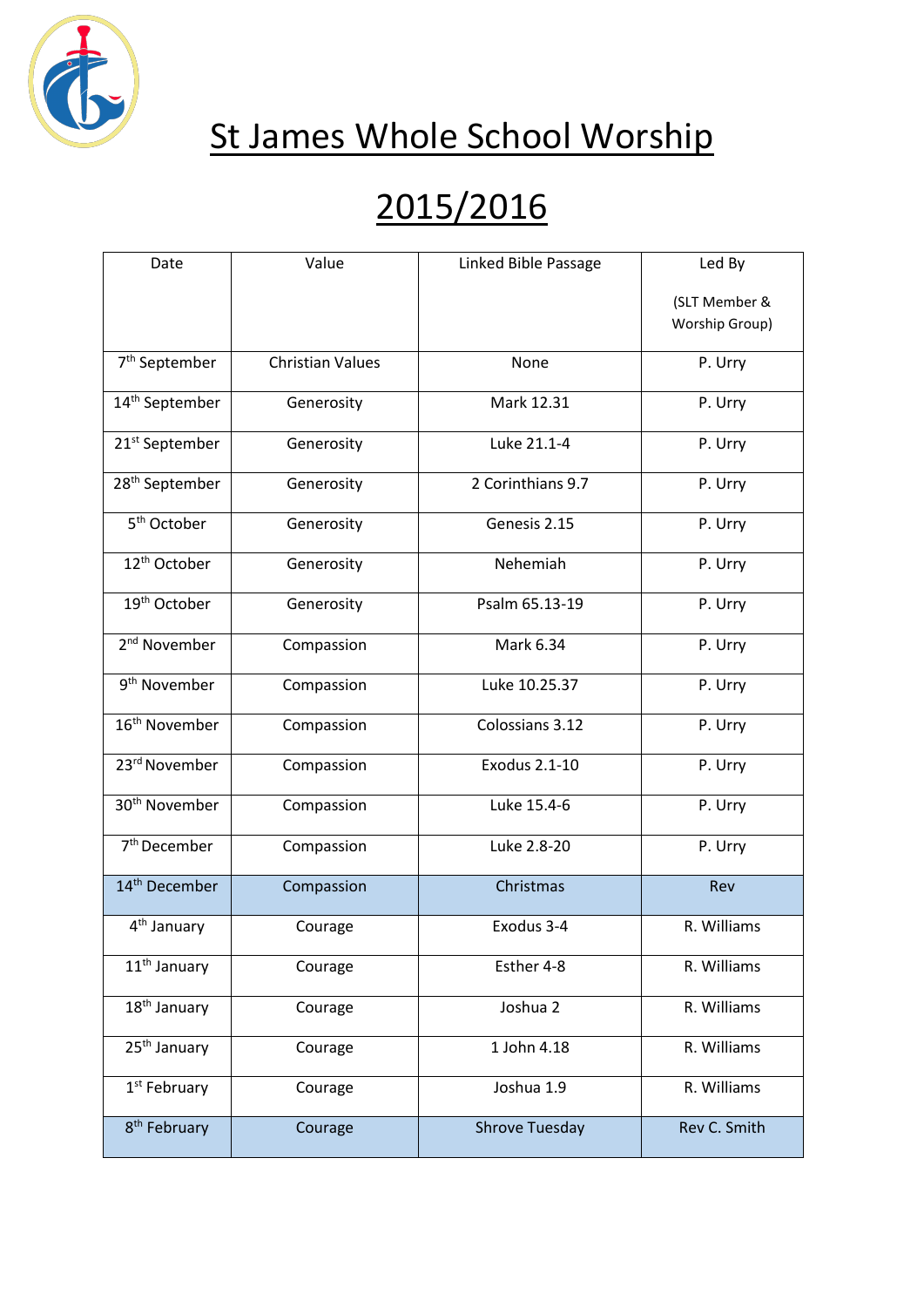# St James Whole School Worship

# 2015/2016

| Date | Value | Linked Bible Passage | Led By (SLT Member & Worship Group) |
|---|---|---|---|
| 7th September | Christian Values | None | P. Urry |
| 14th September | Generosity | Mark 12.31 | P. Urry |
| 21st September | Generosity | Luke 21.1-4 | P. Urry |
| 28th September | Generosity | 2 Corinthians 9.7 | P. Urry |
| 5th October | Generosity | Genesis 2.15 | P. Urry |
| 12th October | Generosity | Nehemiah | P. Urry |
| 19th October | Generosity | Psalm 65.13-19 | P. Urry |
| 2nd November | Compassion | Mark 6.34 | P. Urry |
| 9th November | Compassion | Luke 10.25.37 | P. Urry |
| 16th November | Compassion | Colossians 3.12 | P. Urry |
| 23rd November | Compassion | Exodus 2.1-10 | P. Urry |
| 30th November | Compassion | Luke 15.4-6 | P. Urry |
| 7th December | Compassion | Luke 2.8-20 | P. Urry |
| 14th December | Compassion | Christmas | Rev |
| 4th January | Courage | Exodus 3-4 | R. Williams |
| 11th January | Courage | Esther 4-8 | R. Williams |
| 18th January | Courage | Joshua 2 | R. Williams |
| 25th January | Courage | 1 John 4.18 | R. Williams |
| 1st February | Courage | Joshua 1.9 | R. Williams |
| 8th February | Courage | Shrove Tuesday | Rev C. Smith |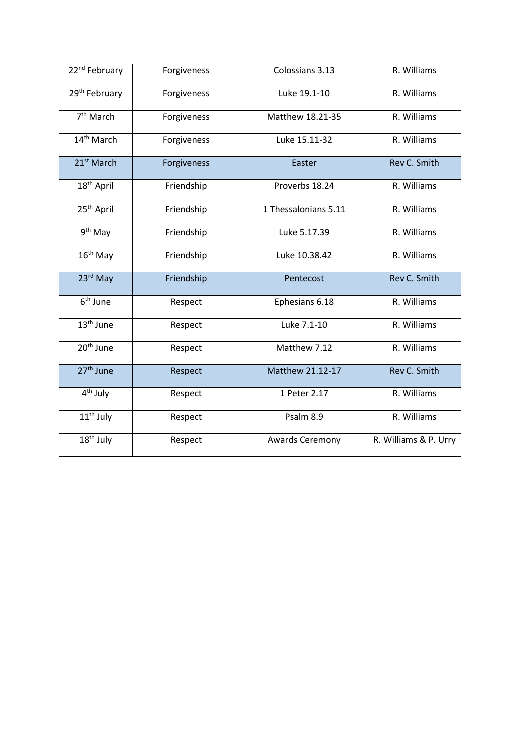| | | | |
|---|---|---|---|
| 22nd February | Forgiveness | Colossians 3.13 | R. Williams |
| 29th February | Forgiveness | Luke 19.1-10 | R. Williams |
| 7th March | Forgiveness | Matthew 18.21-35 | R. Williams |
| 14th March | Forgiveness | Luke 15.11-32 | R. Williams |
| 21st March | Forgiveness | Easter | Rev C. Smith |
| 18th April | Friendship | Proverbs 18.24 | R. Williams |
| 25th April | Friendship | 1 Thessalonians 5.11 | R. Williams |
| 9th May | Friendship | Luke 5.17.39 | R. Williams |
| 16th May | Friendship | Luke 10.38.42 | R. Williams |
| 23rd May | Friendship | Pentecost | Rev C. Smith |
| 6th June | Respect | Ephesians 6.18 | R. Williams |
| 13th June | Respect | Luke 7.1-10 | R. Williams |
| 20th June | Respect | Matthew 7.12 | R. Williams |
| 27th June | Respect | Matthew 21.12-17 | Rev C. Smith |
| 4th July | Respect | 1 Peter 2.17 | R. Williams |
| 11th July | Respect | Psalm 8.9 | R. Williams |
| 18th July | Respect | Awards Ceremony | R. Williams & P. Urry |